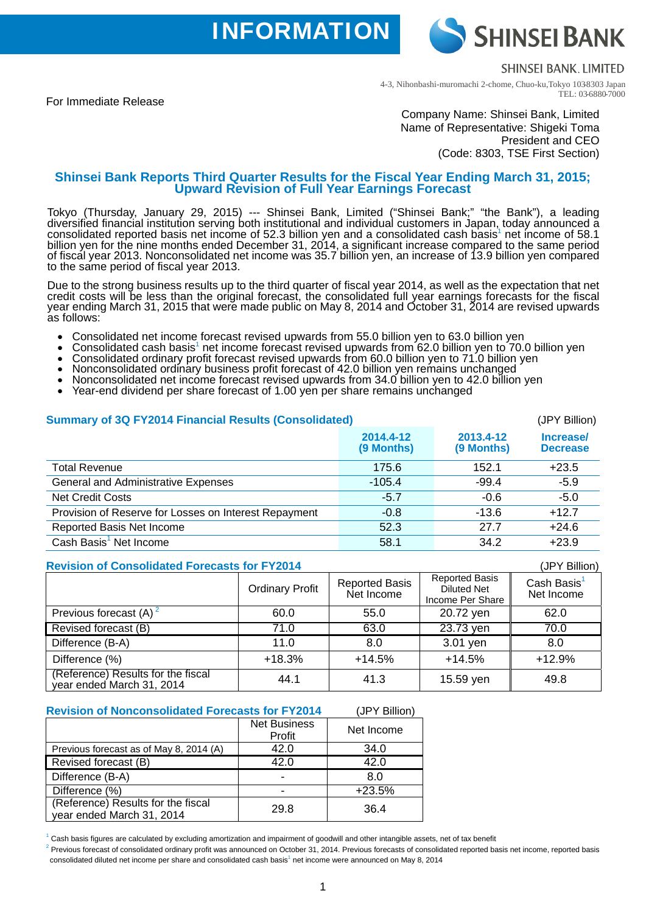INFORMATION

SHINSEI BANK

SHINSEI BANK, LIMITED

4-3, Nihonbashi-muromachi 2-chome, Chuo-ku,Tokyo 1038303 Japan
TEL: 03-6880-7000

For Immediate Release

Company Name: Shinsei Bank, Limited
Name of Representative: Shigeki Toma
President and CEO
(Code: 8303, TSE First Section)

## Shinsei Bank Reports Third Quarter Results for the Fiscal Year Ending March 31, 2015; Upward Revision of Full Year Earnings Forecast

Tokyo (Thursday, January 29, 2015) --- Shinsei Bank, Limited ("Shinsei Bank;" "the Bank"), a leading diversified financial institution serving both institutional and individual customers in Japan, today announced a consolidated reported basis net income of 52.3 billion yen and a consolidated cash basis[1] net income of 58.1 billion yen for the nine months ended December 31, 2014, a significant increase compared to the same period of fiscal year 2013. Nonconsolidated net income was 35.7 billion yen, an increase of 13.9 billion yen compared to the same period of fiscal year 2013.

Due to the strong business results up to the third quarter of fiscal year 2014, as well as the expectation that net credit costs will be less than the original forecast, the consolidated full year earnings forecasts for the fiscal year ending March 31, 2015 that were made public on May 8, 2014 and October 31, 2014 are revised upwards as follows:

- Consolidated net income forecast revised upwards from 55.0 billion yen to 63.0 billion yen
- Consolidated cash basis[1] net income forecast revised upwards from 62.0 billion yen to 70.0 billion yen
- Consolidated ordinary profit forecast revised upwards from 60.0 billion yen to 71.0 billion yen
- Nonconsolidated ordinary business profit forecast of 42.0 billion yen remains unchanged
- Nonconsolidated net income forecast revised upwards from 34.0 billion yen to 42.0 billion yen
- Year-end dividend per share forecast of 1.00 yen per share remains unchanged

### Summary of 3Q FY2014 Financial Results (Consolidated)

(JPY Billion)

| | 2014.4-12 (9 Months) | 2013.4-12 (9 Months) | Increase/ Decrease |
|---|---|---|---|
| Total Revenue | 175.6 | 152.1 | +23.5 |
| General and Administrative Expenses | -105.4 | -99.4 | -5.9 |
| Net Credit Costs | -5.7 | -0.6 | -5.0 |
| Provision of Reserve for Losses on Interest Repayment | -0.8 | -13.6 | +12.7 |
| Reported Basis Net Income | 52.3 | 27.7 | +24.6 |
| Cash Basis[1] Net Income | 58.1 | 34.2 | +23.9 |

### Revision of Consolidated Forecasts for FY2014

(JPY Billion)

| | Ordinary Profit | Reported Basis Net Income | Reported Basis Diluted Net Income Per Share | Cash Basis[1] Net Income |
|---|---|---|---|---|
| Previous forecast (A)[2] | 60.0 | 55.0 | 20.72 yen | 62.0 |
| Revised forecast (B) | 71.0 | 63.0 | 23.73 yen | 70.0 |
| Difference (B-A) | 11.0 | 8.0 | 3.01 yen | 8.0 |
| Difference (%) | +18.3% | +14.5% | +14.5% | +12.9% |
| (Reference) Results for the fiscal year ended March 31, 2014 | 44.1 | 41.3 | 15.59 yen | 49.8 |

### Revision of Nonconsolidated Forecasts for FY2014

(JPY Billion)

| | Net Business Profit | Net Income |
|---|---|---|
| Previous forecast as of May 8, 2014 (A) | 42.0 | 34.0 |
| Revised forecast (B) | 42.0 | 42.0 |
| Difference (B-A) | - | 8.0 |
| Difference (%) | - | +23.5% |
| (Reference) Results for the fiscal year ended March 31, 2014 | 29.8 | 36.4 |

[1] Cash basis figures are calculated by excluding amortization and impairment of goodwill and other intangible assets, net of tax benefit

[2] Previous forecast of consolidated ordinary profit was announced on October 31, 2014. Previous forecasts of consolidated reported basis net income, reported basis consolidated diluted net income per share and consolidated cash basis[1] net income were announced on May 8, 2014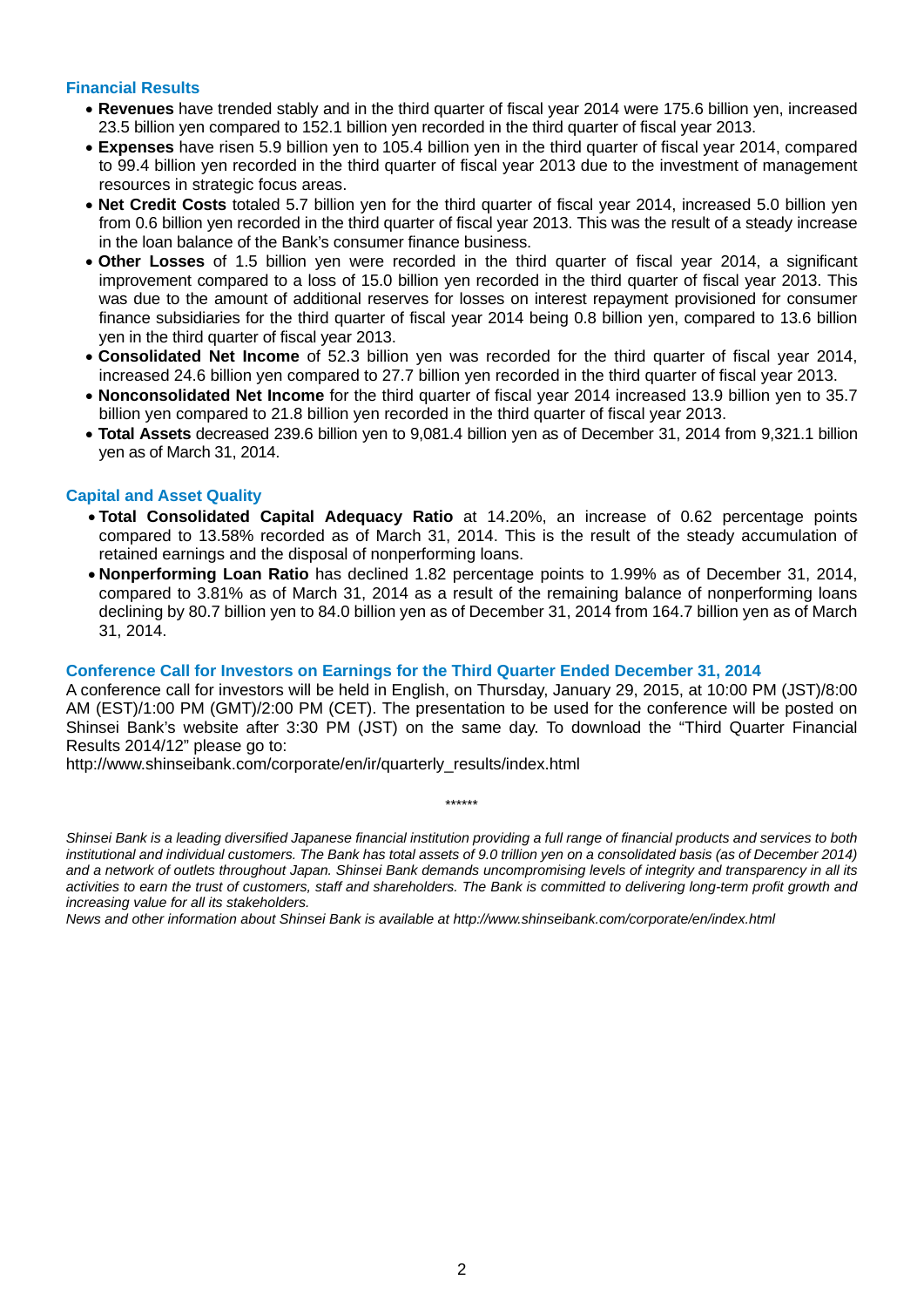## Financial Results

- **Revenues** have trended stably and in the third quarter of fiscal year 2014 were 175.6 billion yen, increased 23.5 billion yen compared to 152.1 billion yen recorded in the third quarter of fiscal year 2013.
- **Expenses** have risen 5.9 billion yen to 105.4 billion yen in the third quarter of fiscal year 2014, compared to 99.4 billion yen recorded in the third quarter of fiscal year 2013 due to the investment of management resources in strategic focus areas.
- **Net Credit Costs** totaled 5.7 billion yen for the third quarter of fiscal year 2014, increased 5.0 billion yen from 0.6 billion yen recorded in the third quarter of fiscal year 2013. This was the result of a steady increase in the loan balance of the Bank's consumer finance business.
- **Other Losses** of 1.5 billion yen were recorded in the third quarter of fiscal year 2014, a significant improvement compared to a loss of 15.0 billion yen recorded in the third quarter of fiscal year 2013. This was due to the amount of additional reserves for losses on interest repayment provisioned for consumer finance subsidiaries for the third quarter of fiscal year 2014 being 0.8 billion yen, compared to 13.6 billion yen in the third quarter of fiscal year 2013.
- **Consolidated Net Income** of 52.3 billion yen was recorded for the third quarter of fiscal year 2014, increased 24.6 billion yen compared to 27.7 billion yen recorded in the third quarter of fiscal year 2013.
- **Nonconsolidated Net Income** for the third quarter of fiscal year 2014 increased 13.9 billion yen to 35.7 billion yen compared to 21.8 billion yen recorded in the third quarter of fiscal year 2013.
- **Total Assets** decreased 239.6 billion yen to 9,081.4 billion yen as of December 31, 2014 from 9,321.1 billion yen as of March 31, 2014.

## Capital and Asset Quality

- **Total Consolidated Capital Adequacy Ratio** at 14.20%, an increase of 0.62 percentage points compared to 13.58% recorded as of March 31, 2014. This is the result of the steady accumulation of retained earnings and the disposal of nonperforming loans.
- **Nonperforming Loan Ratio** has declined 1.82 percentage points to 1.99% as of December 31, 2014, compared to 3.81% as of March 31, 2014 as a result of the remaining balance of nonperforming loans declining by 80.7 billion yen to 84.0 billion yen as of December 31, 2014 from 164.7 billion yen as of March 31, 2014.

## Conference Call for Investors on Earnings for the Third Quarter Ended December 31, 2014

A conference call for investors will be held in English, on Thursday, January 29, 2015, at 10:00 PM (JST)/8:00 AM (EST)/1:00 PM (GMT)/2:00 PM (CET). The presentation to be used for the conference will be posted on Shinsei Bank's website after 3:30 PM (JST) on the same day. To download the "Third Quarter Financial Results 2014/12" please go to:
http://www.shinseibank.com/corporate/en/ir/quarterly_results/index.html

******

*Shinsei Bank is a leading diversified Japanese financial institution providing a full range of financial products and services to both institutional and individual customers. The Bank has total assets of 9.0 trillion yen on a consolidated basis (as of December 2014) and a network of outlets throughout Japan. Shinsei Bank demands uncompromising levels of integrity and transparency in all its activities to earn the trust of customers, staff and shareholders. The Bank is committed to delivering long-term profit growth and increasing value for all its stakeholders.*
*News and other information about Shinsei Bank is available at http://www.shinseibank.com/corporate/en/index.html*